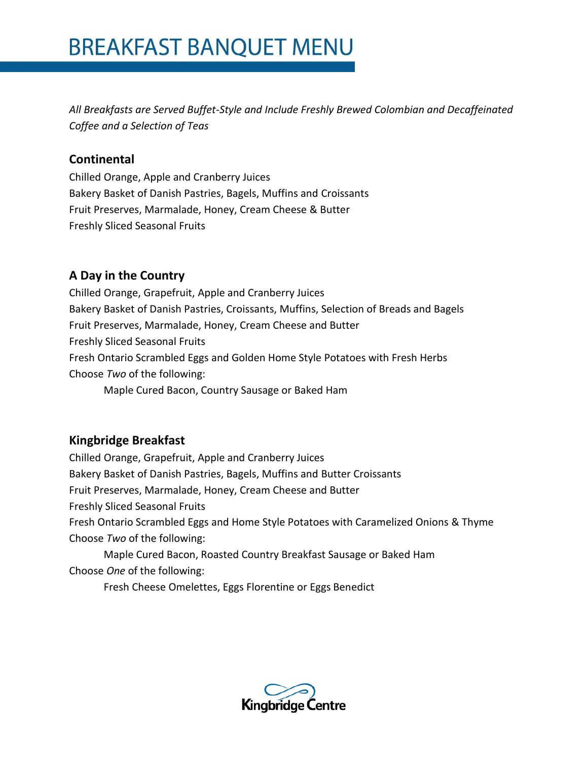# BREAKFAST BANQUET MENU

*All Breakfasts are Served Buffet-Style and Include Freshly Brewed Colombian and Decaffeinated Coffee and a Selection of Teas*

## Continental

Chilled Orange, Apple and Cranberry Juices
Bakery Basket of Danish Pastries, Bagels, Muffins and Croissants
Fruit Preserves, Marmalade, Honey, Cream Cheese & Butter
Freshly Sliced Seasonal Fruits

## A Day in the Country

Chilled Orange, Grapefruit, Apple and Cranberry Juices
Bakery Basket of Danish Pastries, Croissants, Muffins, Selection of Breads and Bagels
Fruit Preserves, Marmalade, Honey, Cream Cheese and Butter
Freshly Sliced Seasonal Fruits
Fresh Ontario Scrambled Eggs and Golden Home Style Potatoes with Fresh Herbs
Choose *Two* of the following:

Maple Cured Bacon, Country Sausage or Baked Ham

## Kingbridge Breakfast

Chilled Orange, Grapefruit, Apple and Cranberry Juices
Bakery Basket of Danish Pastries, Bagels, Muffins and Butter Croissants
Fruit Preserves, Marmalade, Honey, Cream Cheese and Butter
Freshly Sliced Seasonal Fruits
Fresh Ontario Scrambled Eggs and Home Style Potatoes with Caramelized Onions & Thyme
Choose *Two* of the following:

Maple Cured Bacon, Roasted Country Breakfast Sausage or Baked Ham

Choose *One* of the following:

Fresh Cheese Omelettes, Eggs Florentine or Eggs Benedict

Kingbridge Centre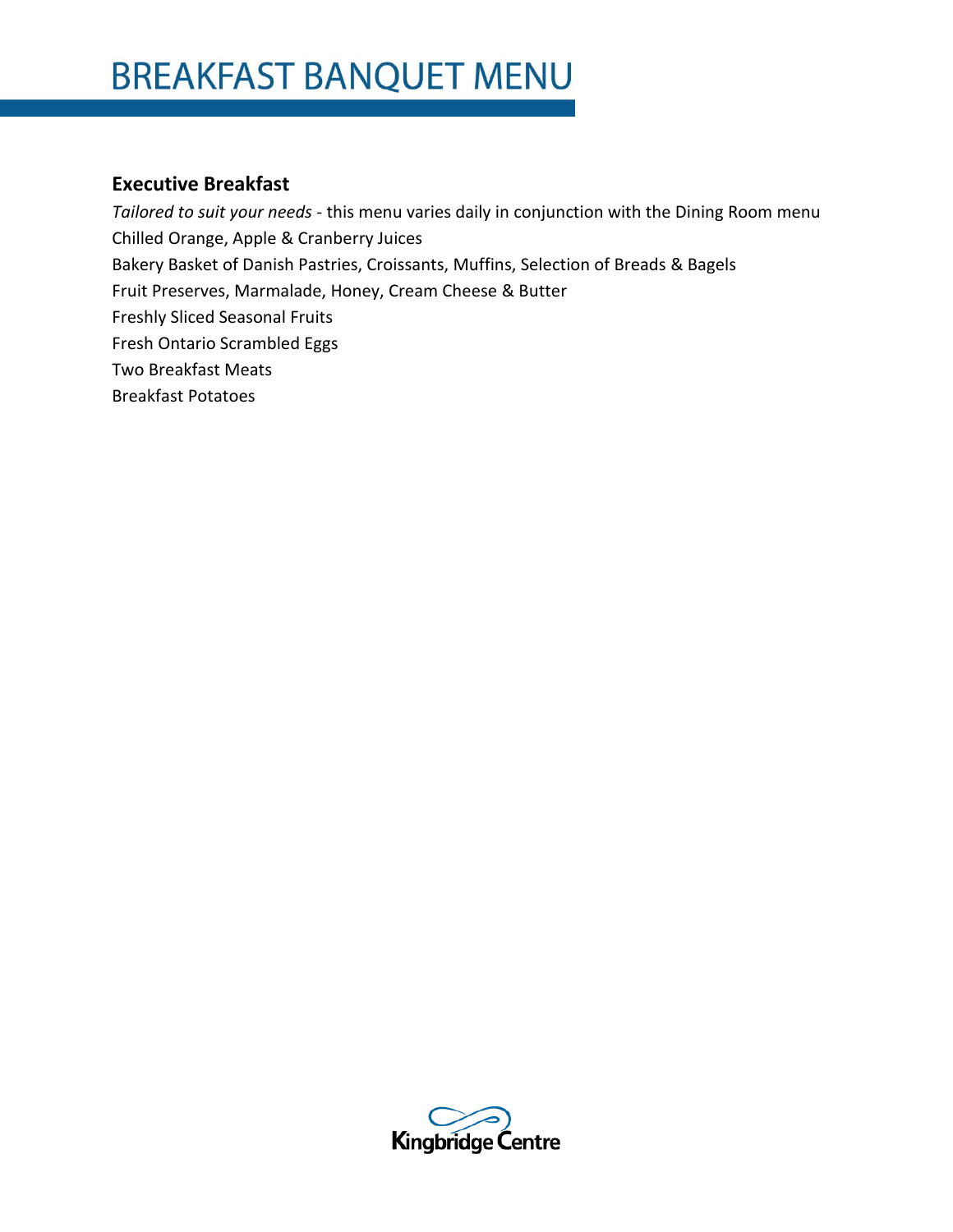# BREAKFAST BANQUET MENU

### Executive Breakfast

*Tailored to suit your needs* - this menu varies daily in conjunction with the Dining Room menu

Chilled Orange, Apple & Cranberry Juices

Bakery Basket of Danish Pastries, Croissants, Muffins, Selection of Breads & Bagels

Fruit Preserves, Marmalade, Honey, Cream Cheese & Butter

Freshly Sliced Seasonal Fruits

Fresh Ontario Scrambled Eggs

Two Breakfast Meats

Breakfast Potatoes

Kingbridge Centre